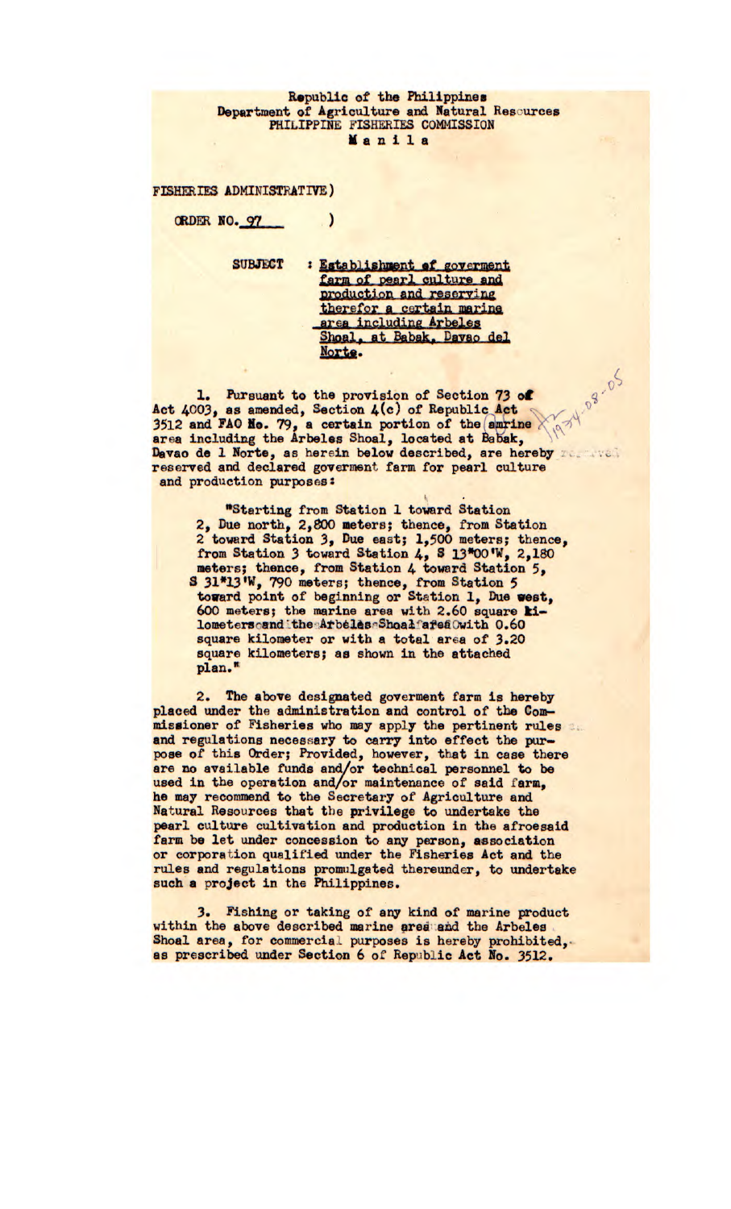Republic of the Philippines
Department of Agriculture and Natural Resources
PHILIPPINE FISHERIES COMMISSION
Manila

FISHERIES ADMINISTRATIVE)

ORDER NO. 97 )

SUBJECT : Establishment of goverment farm of pearl culture and production and reserving therefor a certain marine area including Arbeles Shoal, at Babak, Davao del Norte.

1. Pursuant to the provision of Section 73 of Act 4003, as amended, Section 4(c) of Republic Act 3512 and FAO No. 79, a certain portion of the amrine area including the Arbeles Shoal, located at Babak, Davao de l Norte, as herein below described, are hereby reserved and declared goverment farm for pearl culture and production purposes:

"Starting from Station 1 toward Station 2, Due north, 2,800 meters; thence, from Station 2 toward Station 3, Due east; 1,500 meters; thence, from Station 3 toward Station 4, S 13°00'W, 2,180 meters; thence, from Station 4 toward Station 5, S 31°13'W, 790 meters; thence, from Station 5 toward point of beginning or Station 1, Due west, 600 meters; the marine area with 2.60 square kilometers and the Arbeles Shoal area with 0.60 square kilometer or with a total area of 3.20 square kilometers; as shown in the attached plan."

2. The above designated goverment farm is hereby placed under the administration and control of the Commissioner of Fisheries who may apply the pertinent rules and regulations necessary to carry into effect the purpose of this Order; Provided, however, that in case there are no available funds and/or technical personnel to be used in the operation and/or maintenance of said farm, he may recommend to the Secretary of Agriculture and Natural Resources that the privilege to undertake the pearl culture cultivation and production in the afroesaid farm be let under concession to any person, association or corporation qualified under the Fisheries Act and the rules and regulations promulgated thereunder, to undertake such a project in the Philippines.

3. Fishing or taking of any kind of marine product within the above described marine area and the Arbeles Shoal area, for commercial purposes is hereby prohibited, as prescribed under Section 6 of Republic Act No. 3512.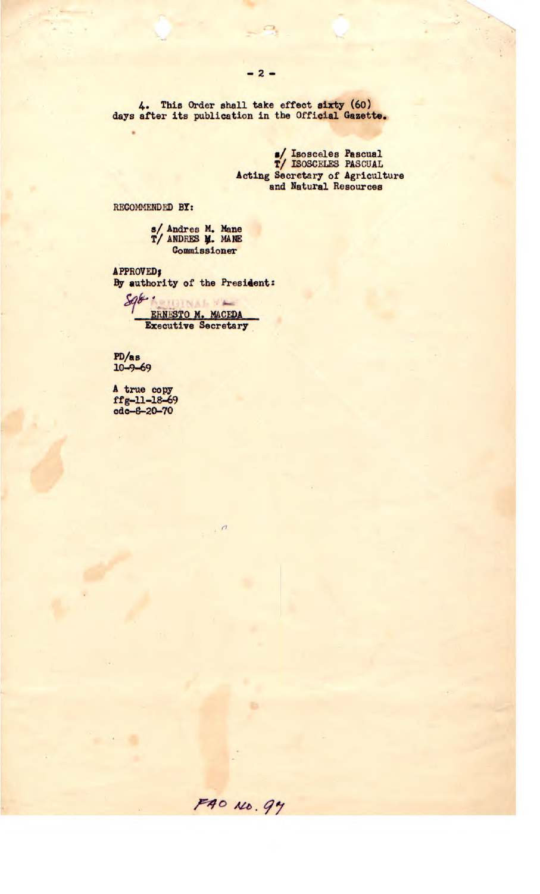4. This Order shall take effect sixty (60) days after its publication in the Official Gazette.

s/ Isosceles Pascual
T/ ISOSCELES PASCUAL
Acting Secretary of Agriculture and Natural Resources

RECOMMENDED BY:

s/ Andres M. Mane
T/ ANDRES M. MANE
Commissioner

APPROVED;
By authority of the President:

Sgd. ORIGINAL
ERNESTO M. MACEDA
Executive Secretary

PD/as
10-9-69

A true copy
ffg-11-18-69
cdc-8-20-70

FAO No. 97